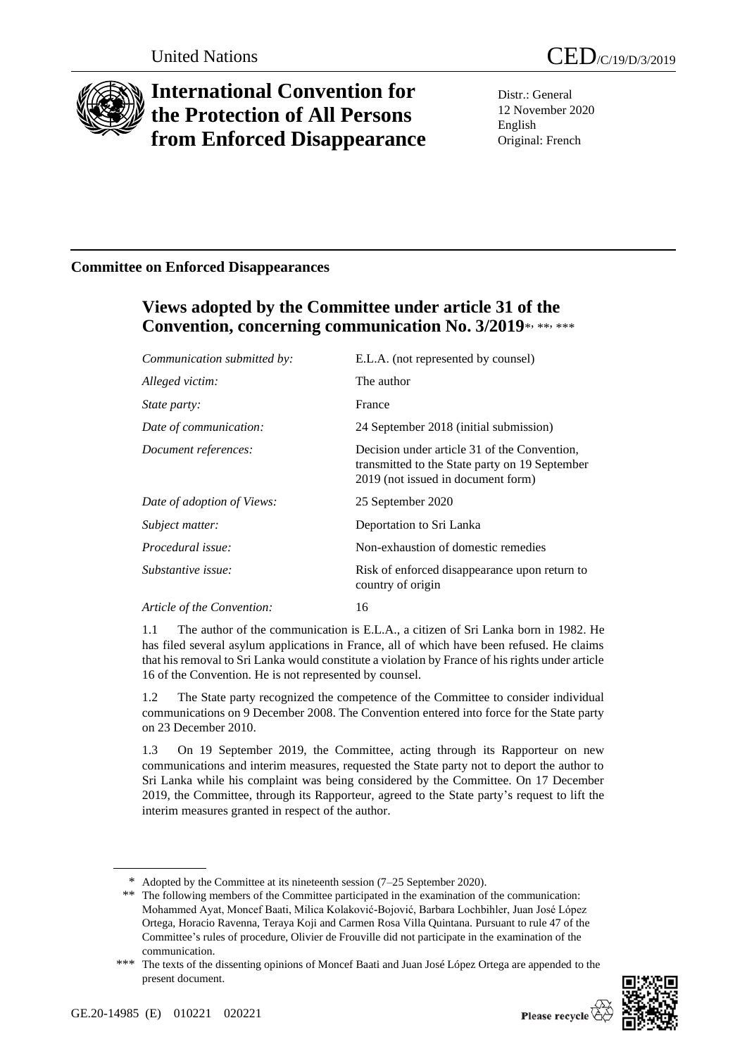United Nations

CED/C/19/D/3/2019

# International Convention for the Protection of All Persons from Enforced Disappearance

Distr.: General
12 November 2020
English
Original: French

## Committee on Enforced Disappearances

## Views adopted by the Committee under article 31 of the Convention, concerning communication No. 3/2019*, **, ***

| | |
|---|---|
| *Communication submitted by:* | E.L.A. (not represented by counsel) |
| *Alleged victim:* | The author |
| *State party:* | France |
| *Date of communication:* | 24 September 2018 (initial submission) |
| *Document references:* | Decision under article 31 of the Convention, transmitted to the State party on 19 September 2019 (not issued in document form) |
| *Date of adoption of Views:* | 25 September 2020 |
| *Subject matter:* | Deportation to Sri Lanka |
| *Procedural issue:* | Non-exhaustion of domestic remedies |
| *Substantive issue:* | Risk of enforced disappearance upon return to country of origin |
| *Article of the Convention:* | 16 |

1.1 The author of the communication is E.L.A., a citizen of Sri Lanka born in 1982. He has filed several asylum applications in France, all of which have been refused. He claims that his removal to Sri Lanka would constitute a violation by France of his rights under article 16 of the Convention. He is not represented by counsel.

1.2 The State party recognized the competence of the Committee to consider individual communications on 9 December 2008. The Convention entered into force for the State party on 23 December 2010.

1.3 On 19 September 2019, the Committee, acting through its Rapporteur on new communications and interim measures, requested the State party not to deport the author to Sri Lanka while his complaint was being considered by the Committee. On 17 December 2019, the Committee, through its Rapporteur, agreed to the State party's request to lift the interim measures granted in respect of the author.

---

\* Adopted by the Committee at its nineteenth session (7–25 September 2020).

\*\* The following members of the Committee participated in the examination of the communication: Mohammed Ayat, Moncef Baati, Milica Kolaković-Bojović, Barbara Lochbihler, Juan José López Ortega, Horacio Ravenna, Teraya Koji and Carmen Rosa Villa Quintana. Pursuant to rule 47 of the Committee's rules of procedure, Olivier de Frouville did not participate in the examination of the communication.

\*\*\* The texts of the dissenting opinions of Moncef Baati and Juan José López Ortega are appended to the present document.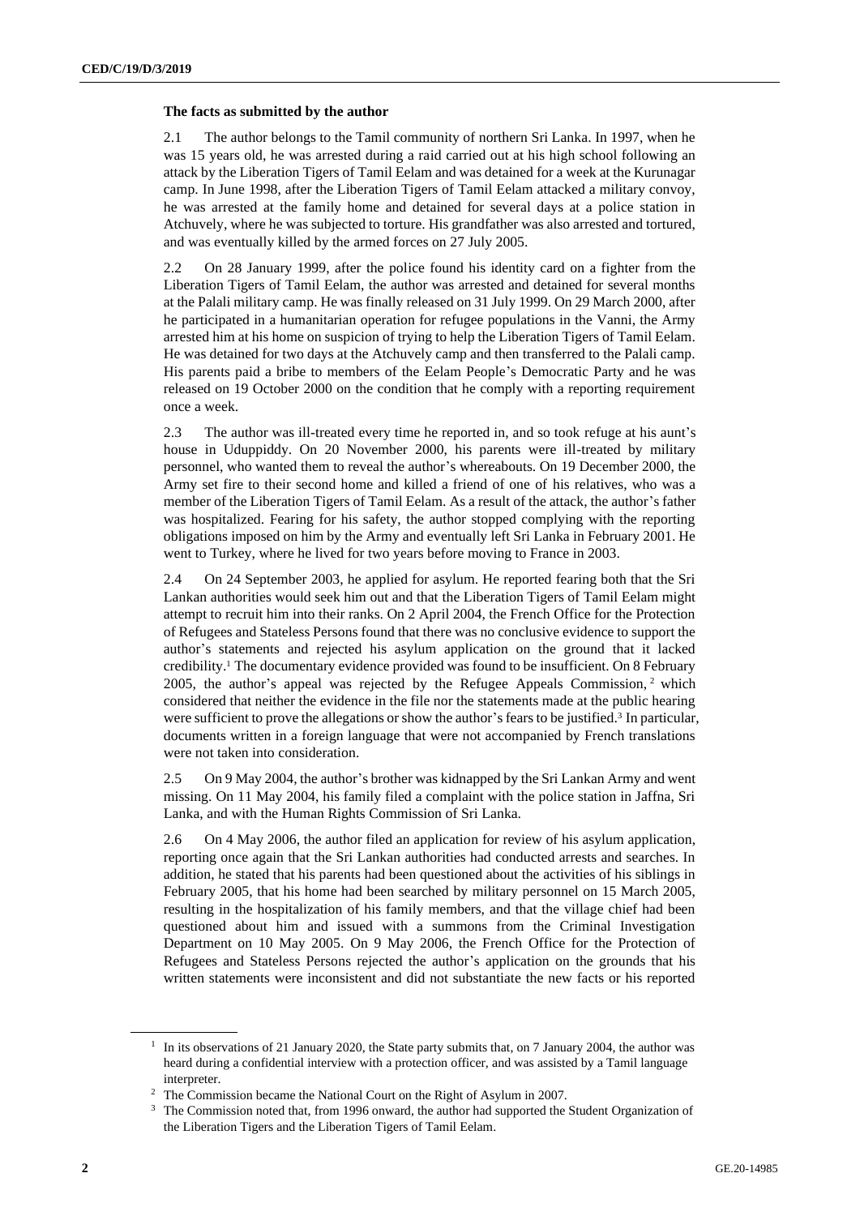**The facts as submitted by the author**

2.1 The author belongs to the Tamil community of northern Sri Lanka. In 1997, when he was 15 years old, he was arrested during a raid carried out at his high school following an attack by the Liberation Tigers of Tamil Eelam and was detained for a week at the Kurunagar camp. In June 1998, after the Liberation Tigers of Tamil Eelam attacked a military convoy, he was arrested at the family home and detained for several days at a police station in Atchuvely, where he was subjected to torture. His grandfather was also arrested and tortured, and was eventually killed by the armed forces on 27 July 2005.

2.2 On 28 January 1999, after the police found his identity card on a fighter from the Liberation Tigers of Tamil Eelam, the author was arrested and detained for several months at the Palali military camp. He was finally released on 31 July 1999. On 29 March 2000, after he participated in a humanitarian operation for refugee populations in the Vanni, the Army arrested him at his home on suspicion of trying to help the Liberation Tigers of Tamil Eelam. He was detained for two days at the Atchuvely camp and then transferred to the Palali camp. His parents paid a bribe to members of the Eelam People's Democratic Party and he was released on 19 October 2000 on the condition that he comply with a reporting requirement once a week.

2.3 The author was ill-treated every time he reported in, and so took refuge at his aunt's house in Uduppiddy. On 20 November 2000, his parents were ill-treated by military personnel, who wanted them to reveal the author's whereabouts. On 19 December 2000, the Army set fire to their second home and killed a friend of one of his relatives, who was a member of the Liberation Tigers of Tamil Eelam. As a result of the attack, the author's father was hospitalized. Fearing for his safety, the author stopped complying with the reporting obligations imposed on him by the Army and eventually left Sri Lanka in February 2001. He went to Turkey, where he lived for two years before moving to France in 2003.

2.4 On 24 September 2003, he applied for asylum. He reported fearing both that the Sri Lankan authorities would seek him out and that the Liberation Tigers of Tamil Eelam might attempt to recruit him into their ranks. On 2 April 2004, the French Office for the Protection of Refugees and Stateless Persons found that there was no conclusive evidence to support the author's statements and rejected his asylum application on the ground that it lacked credibility.[1] The documentary evidence provided was found to be insufficient. On 8 February 2005, the author's appeal was rejected by the Refugee Appeals Commission,[2] which considered that neither the evidence in the file nor the statements made at the public hearing were sufficient to prove the allegations or show the author's fears to be justified.[3] In particular, documents written in a foreign language that were not accompanied by French translations were not taken into consideration.

2.5 On 9 May 2004, the author's brother was kidnapped by the Sri Lankan Army and went missing. On 11 May 2004, his family filed a complaint with the police station in Jaffna, Sri Lanka, and with the Human Rights Commission of Sri Lanka.

2.6 On 4 May 2006, the author filed an application for review of his asylum application, reporting once again that the Sri Lankan authorities had conducted arrests and searches. In addition, he stated that his parents had been questioned about the activities of his siblings in February 2005, that his home had been searched by military personnel on 15 March 2005, resulting in the hospitalization of his family members, and that the village chief had been questioned about him and issued with a summons from the Criminal Investigation Department on 10 May 2005. On 9 May 2006, the French Office for the Protection of Refugees and Stateless Persons rejected the author's application on the grounds that his written statements were inconsistent and did not substantiate the new facts or his reported

---

[1] In its observations of 21 January 2020, the State party submits that, on 7 January 2004, the author was heard during a confidential interview with a protection officer, and was assisted by a Tamil language interpreter.

[2] The Commission became the National Court on the Right of Asylum in 2007.

[3] The Commission noted that, from 1996 onward, the author had supported the Student Organization of the Liberation Tigers and the Liberation Tigers of Tamil Eelam.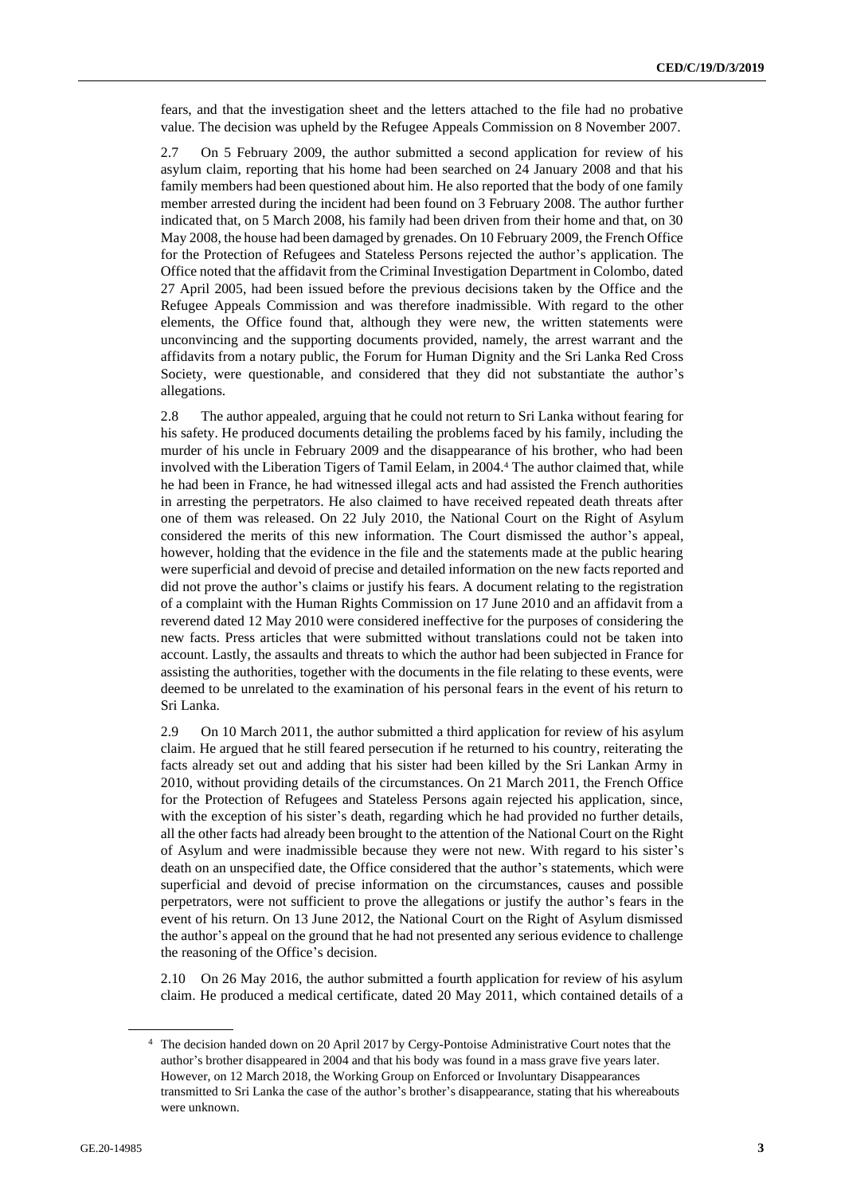fears, and that the investigation sheet and the letters attached to the file had no probative value. The decision was upheld by the Refugee Appeals Commission on 8 November 2007.

2.7 On 5 February 2009, the author submitted a second application for review of his asylum claim, reporting that his home had been searched on 24 January 2008 and that his family members had been questioned about him. He also reported that the body of one family member arrested during the incident had been found on 3 February 2008. The author further indicated that, on 5 March 2008, his family had been driven from their home and that, on 30 May 2008, the house had been damaged by grenades. On 10 February 2009, the French Office for the Protection of Refugees and Stateless Persons rejected the author's application. The Office noted that the affidavit from the Criminal Investigation Department in Colombo, dated 27 April 2005, had been issued before the previous decisions taken by the Office and the Refugee Appeals Commission and was therefore inadmissible. With regard to the other elements, the Office found that, although they were new, the written statements were unconvincing and the supporting documents provided, namely, the arrest warrant and the affidavits from a notary public, the Forum for Human Dignity and the Sri Lanka Red Cross Society, were questionable, and considered that they did not substantiate the author's allegations.

2.8 The author appealed, arguing that he could not return to Sri Lanka without fearing for his safety. He produced documents detailing the problems faced by his family, including the murder of his uncle in February 2009 and the disappearance of his brother, who had been involved with the Liberation Tigers of Tamil Eelam, in 2004.[4] The author claimed that, while he had been in France, he had witnessed illegal acts and had assisted the French authorities in arresting the perpetrators. He also claimed to have received repeated death threats after one of them was released. On 22 July 2010, the National Court on the Right of Asylum considered the merits of this new information. The Court dismissed the author's appeal, however, holding that the evidence in the file and the statements made at the public hearing were superficial and devoid of precise and detailed information on the new facts reported and did not prove the author's claims or justify his fears. A document relating to the registration of a complaint with the Human Rights Commission on 17 June 2010 and an affidavit from a reverend dated 12 May 2010 were considered ineffective for the purposes of considering the new facts. Press articles that were submitted without translations could not be taken into account. Lastly, the assaults and threats to which the author had been subjected in France for assisting the authorities, together with the documents in the file relating to these events, were deemed to be unrelated to the examination of his personal fears in the event of his return to Sri Lanka.

2.9 On 10 March 2011, the author submitted a third application for review of his asylum claim. He argued that he still feared persecution if he returned to his country, reiterating the facts already set out and adding that his sister had been killed by the Sri Lankan Army in 2010, without providing details of the circumstances. On 21 March 2011, the French Office for the Protection of Refugees and Stateless Persons again rejected his application, since, with the exception of his sister's death, regarding which he had provided no further details, all the other facts had already been brought to the attention of the National Court on the Right of Asylum and were inadmissible because they were not new. With regard to his sister's death on an unspecified date, the Office considered that the author's statements, which were superficial and devoid of precise information on the circumstances, causes and possible perpetrators, were not sufficient to prove the allegations or justify the author's fears in the event of his return. On 13 June 2012, the National Court on the Right of Asylum dismissed the author's appeal on the ground that he had not presented any serious evidence to challenge the reasoning of the Office's decision.

2.10 On 26 May 2016, the author submitted a fourth application for review of his asylum claim. He produced a medical certificate, dated 20 May 2011, which contained details of a

[4] The decision handed down on 20 April 2017 by Cergy-Pontoise Administrative Court notes that the author's brother disappeared in 2004 and that his body was found in a mass grave five years later. However, on 12 March 2018, the Working Group on Enforced or Involuntary Disappearances transmitted to Sri Lanka the case of the author's brother's disappearance, stating that his whereabouts were unknown.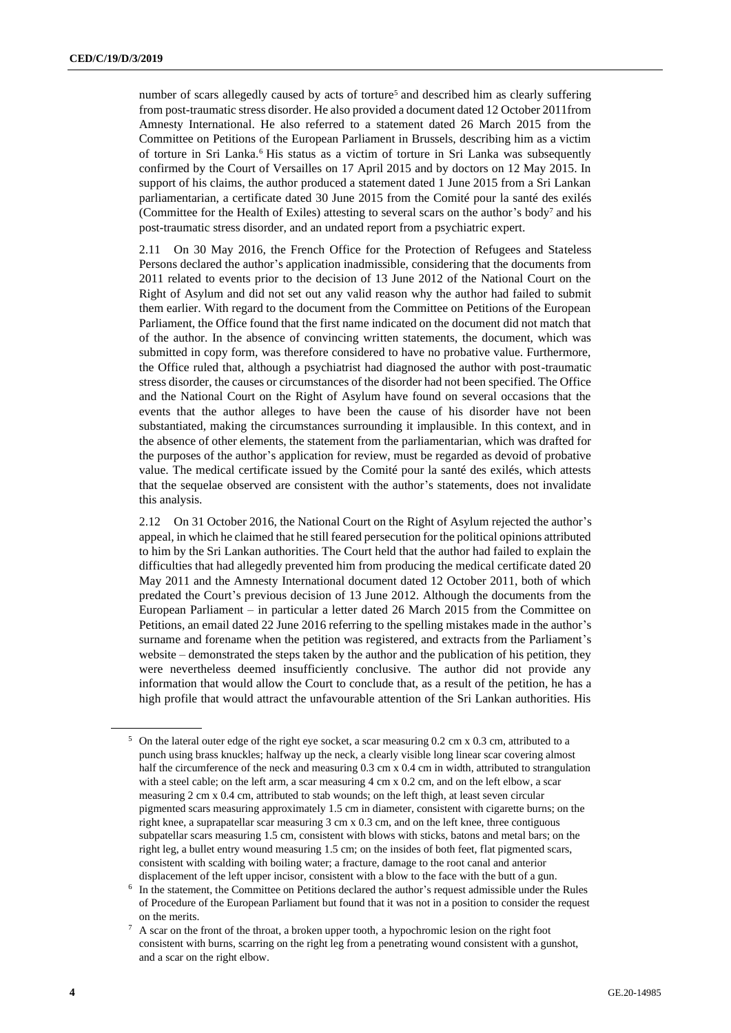number of scars allegedly caused by acts of torture[5] and described him as clearly suffering from post-traumatic stress disorder. He also provided a document dated 12 October 2011from Amnesty International. He also referred to a statement dated 26 March 2015 from the Committee on Petitions of the European Parliament in Brussels, describing him as a victim of torture in Sri Lanka.[6] His status as a victim of torture in Sri Lanka was subsequently confirmed by the Court of Versailles on 17 April 2015 and by doctors on 12 May 2015. In support of his claims, the author produced a statement dated 1 June 2015 from a Sri Lankan parliamentarian, a certificate dated 30 June 2015 from the Comité pour la santé des exilés (Committee for the Health of Exiles) attesting to several scars on the author's body[7] and his post-traumatic stress disorder, and an undated report from a psychiatric expert.

2.11 On 30 May 2016, the French Office for the Protection of Refugees and Stateless Persons declared the author's application inadmissible, considering that the documents from 2011 related to events prior to the decision of 13 June 2012 of the National Court on the Right of Asylum and did not set out any valid reason why the author had failed to submit them earlier. With regard to the document from the Committee on Petitions of the European Parliament, the Office found that the first name indicated on the document did not match that of the author. In the absence of convincing written statements, the document, which was submitted in copy form, was therefore considered to have no probative value. Furthermore, the Office ruled that, although a psychiatrist had diagnosed the author with post-traumatic stress disorder, the causes or circumstances of the disorder had not been specified. The Office and the National Court on the Right of Asylum have found on several occasions that the events that the author alleges to have been the cause of his disorder have not been substantiated, making the circumstances surrounding it implausible. In this context, and in the absence of other elements, the statement from the parliamentarian, which was drafted for the purposes of the author's application for review, must be regarded as devoid of probative value. The medical certificate issued by the Comité pour la santé des exilés, which attests that the sequelae observed are consistent with the author's statements, does not invalidate this analysis.

2.12 On 31 October 2016, the National Court on the Right of Asylum rejected the author's appeal, in which he claimed that he still feared persecution for the political opinions attributed to him by the Sri Lankan authorities. The Court held that the author had failed to explain the difficulties that had allegedly prevented him from producing the medical certificate dated 20 May 2011 and the Amnesty International document dated 12 October 2011, both of which predated the Court's previous decision of 13 June 2012. Although the documents from the European Parliament – in particular a letter dated 26 March 2015 from the Committee on Petitions, an email dated 22 June 2016 referring to the spelling mistakes made in the author's surname and forename when the petition was registered, and extracts from the Parliament's website – demonstrated the steps taken by the author and the publication of his petition, they were nevertheless deemed insufficiently conclusive. The author did not provide any information that would allow the Court to conclude that, as a result of the petition, he has a high profile that would attract the unfavourable attention of the Sri Lankan authorities. His

---

[5] On the lateral outer edge of the right eye socket, a scar measuring 0.2 cm x 0.3 cm, attributed to a punch using brass knuckles; halfway up the neck, a clearly visible long linear scar covering almost half the circumference of the neck and measuring 0.3 cm x 0.4 cm in width, attributed to strangulation with a steel cable; on the left arm, a scar measuring 4 cm x 0.2 cm, and on the left elbow, a scar measuring 2 cm x 0.4 cm, attributed to stab wounds; on the left thigh, at least seven circular pigmented scars measuring approximately 1.5 cm in diameter, consistent with cigarette burns; on the right knee, a suprapatellar scar measuring 3 cm x 0.3 cm, and on the left knee, three contiguous subpatellar scars measuring 1.5 cm, consistent with blows with sticks, batons and metal bars; on the right leg, a bullet entry wound measuring 1.5 cm; on the insides of both feet, flat pigmented scars, consistent with scalding with boiling water; a fracture, damage to the root canal and anterior displacement of the left upper incisor, consistent with a blow to the face with the butt of a gun.

[6] In the statement, the Committee on Petitions declared the author's request admissible under the Rules of Procedure of the European Parliament but found that it was not in a position to consider the request on the merits.

[7] A scar on the front of the throat, a broken upper tooth, a hypochromic lesion on the right foot consistent with burns, scarring on the right leg from a penetrating wound consistent with a gunshot, and a scar on the right elbow.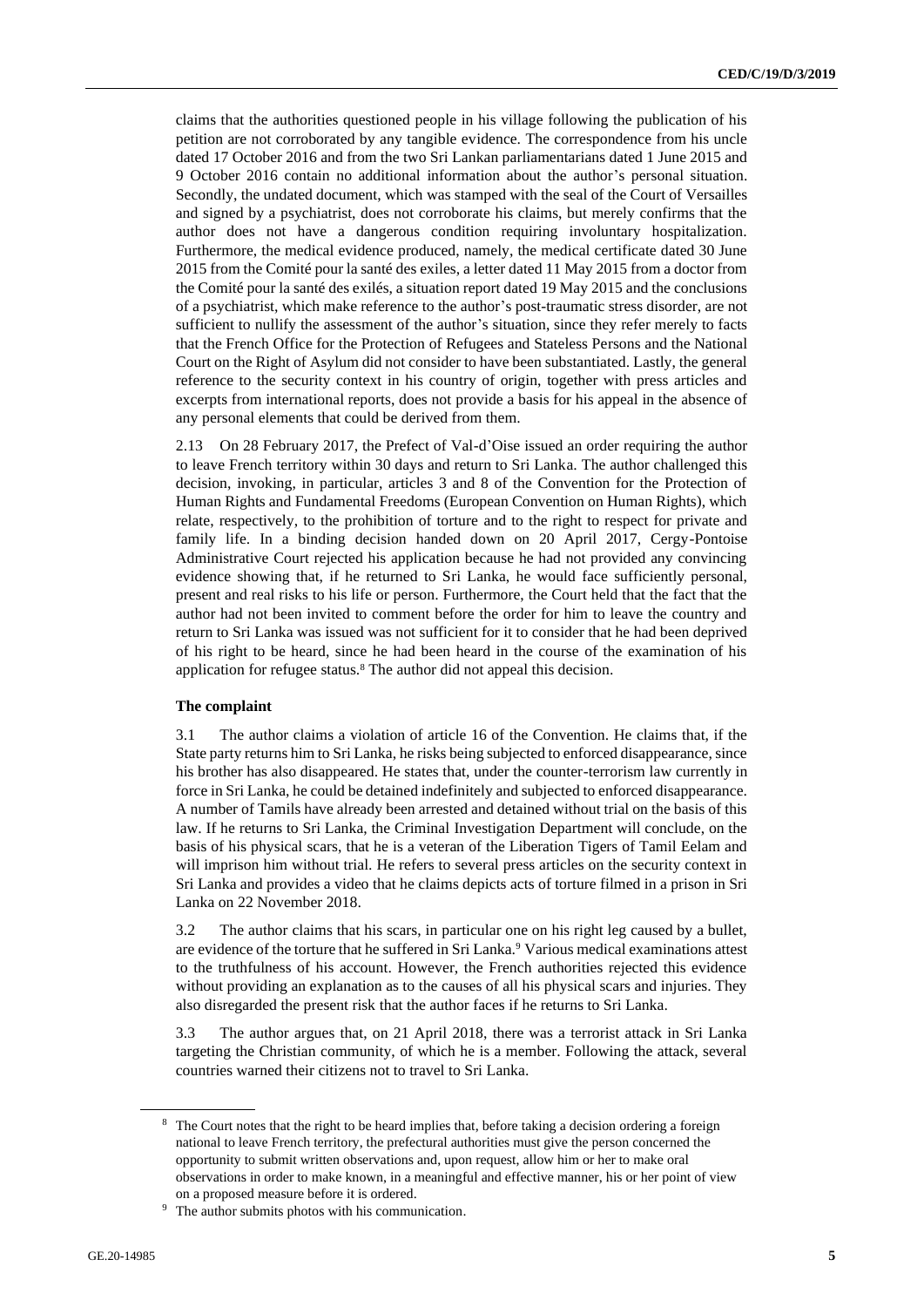claims that the authorities questioned people in his village following the publication of his petition are not corroborated by any tangible evidence. The correspondence from his uncle dated 17 October 2016 and from the two Sri Lankan parliamentarians dated 1 June 2015 and 9 October 2016 contain no additional information about the author's personal situation. Secondly, the undated document, which was stamped with the seal of the Court of Versailles and signed by a psychiatrist, does not corroborate his claims, but merely confirms that the author does not have a dangerous condition requiring involuntary hospitalization. Furthermore, the medical evidence produced, namely, the medical certificate dated 30 June 2015 from the Comité pour la santé des exiles, a letter dated 11 May 2015 from a doctor from the Comité pour la santé des exilés, a situation report dated 19 May 2015 and the conclusions of a psychiatrist, which make reference to the author's post-traumatic stress disorder, are not sufficient to nullify the assessment of the author's situation, since they refer merely to facts that the French Office for the Protection of Refugees and Stateless Persons and the National Court on the Right of Asylum did not consider to have been substantiated. Lastly, the general reference to the security context in his country of origin, together with press articles and excerpts from international reports, does not provide a basis for his appeal in the absence of any personal elements that could be derived from them.

2.13 On 28 February 2017, the Prefect of Val-d'Oise issued an order requiring the author to leave French territory within 30 days and return to Sri Lanka. The author challenged this decision, invoking, in particular, articles 3 and 8 of the Convention for the Protection of Human Rights and Fundamental Freedoms (European Convention on Human Rights), which relate, respectively, to the prohibition of torture and to the right to respect for private and family life. In a binding decision handed down on 20 April 2017, Cergy-Pontoise Administrative Court rejected his application because he had not provided any convincing evidence showing that, if he returned to Sri Lanka, he would face sufficiently personal, present and real risks to his life or person. Furthermore, the Court held that the fact that the author had not been invited to comment before the order for him to leave the country and return to Sri Lanka was issued was not sufficient for it to consider that he had been deprived of his right to be heard, since he had been heard in the course of the examination of his application for refugee status.[8] The author did not appeal this decision.

**The complaint**

3.1 The author claims a violation of article 16 of the Convention. He claims that, if the State party returns him to Sri Lanka, he risks being subjected to enforced disappearance, since his brother has also disappeared. He states that, under the counter-terrorism law currently in force in Sri Lanka, he could be detained indefinitely and subjected to enforced disappearance. A number of Tamils have already been arrested and detained without trial on the basis of this law. If he returns to Sri Lanka, the Criminal Investigation Department will conclude, on the basis of his physical scars, that he is a veteran of the Liberation Tigers of Tamil Eelam and will imprison him without trial. He refers to several press articles on the security context in Sri Lanka and provides a video that he claims depicts acts of torture filmed in a prison in Sri Lanka on 22 November 2018.

3.2 The author claims that his scars, in particular one on his right leg caused by a bullet, are evidence of the torture that he suffered in Sri Lanka.[9] Various medical examinations attest to the truthfulness of his account. However, the French authorities rejected this evidence without providing an explanation as to the causes of all his physical scars and injuries. They also disregarded the present risk that the author faces if he returns to Sri Lanka.

3.3 The author argues that, on 21 April 2018, there was a terrorist attack in Sri Lanka targeting the Christian community, of which he is a member. Following the attack, several countries warned their citizens not to travel to Sri Lanka.

---

[8] The Court notes that the right to be heard implies that, before taking a decision ordering a foreign national to leave French territory, the prefectural authorities must give the person concerned the opportunity to submit written observations and, upon request, allow him or her to make oral observations in order to make known, in a meaningful and effective manner, his or her point of view on a proposed measure before it is ordered.

[9] The author submits photos with his communication.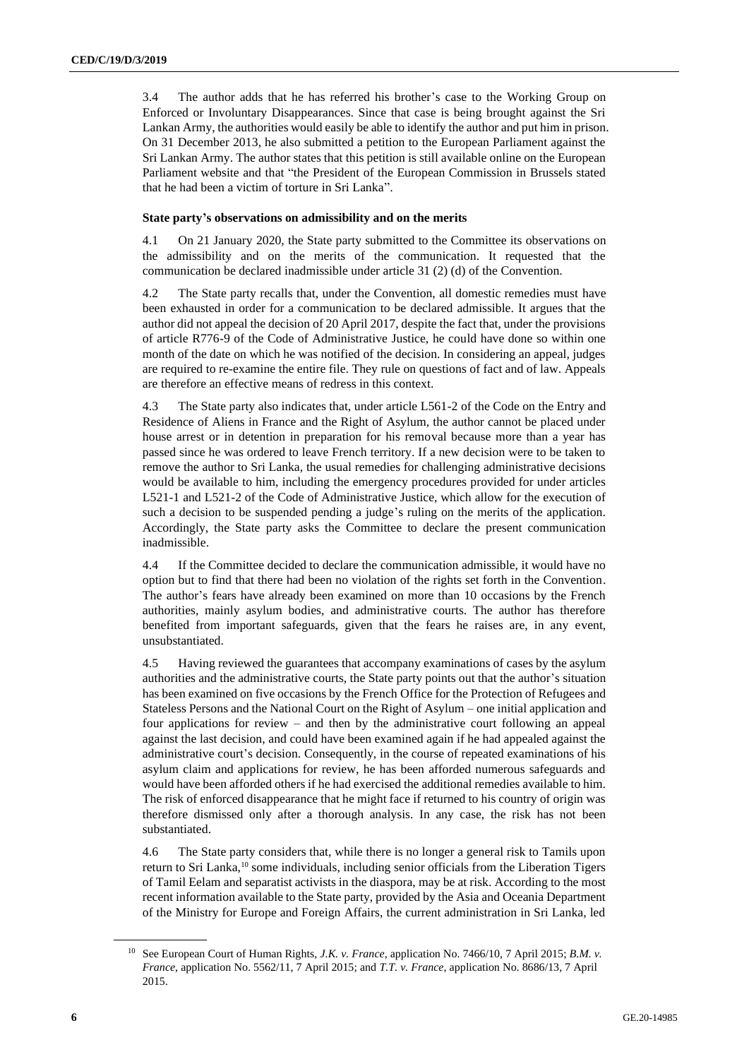3.4 The author adds that he has referred his brother's case to the Working Group on Enforced or Involuntary Disappearances. Since that case is being brought against the Sri Lankan Army, the authorities would easily be able to identify the author and put him in prison. On 31 December 2013, he also submitted a petition to the European Parliament against the Sri Lankan Army. The author states that this petition is still available online on the European Parliament website and that "the President of the European Commission in Brussels stated that he had been a victim of torture in Sri Lanka".

### State party's observations on admissibility and on the merits

4.1 On 21 January 2020, the State party submitted to the Committee its observations on the admissibility and on the merits of the communication. It requested that the communication be declared inadmissible under article 31 (2) (d) of the Convention.

4.2 The State party recalls that, under the Convention, all domestic remedies must have been exhausted in order for a communication to be declared admissible. It argues that the author did not appeal the decision of 20 April 2017, despite the fact that, under the provisions of article R776-9 of the Code of Administrative Justice, he could have done so within one month of the date on which he was notified of the decision. In considering an appeal, judges are required to re-examine the entire file. They rule on questions of fact and of law. Appeals are therefore an effective means of redress in this context.

4.3 The State party also indicates that, under article L561-2 of the Code on the Entry and Residence of Aliens in France and the Right of Asylum, the author cannot be placed under house arrest or in detention in preparation for his removal because more than a year has passed since he was ordered to leave French territory. If a new decision were to be taken to remove the author to Sri Lanka, the usual remedies for challenging administrative decisions would be available to him, including the emergency procedures provided for under articles L521-1 and L521-2 of the Code of Administrative Justice, which allow for the execution of such a decision to be suspended pending a judge's ruling on the merits of the application. Accordingly, the State party asks the Committee to declare the present communication inadmissible.

4.4 If the Committee decided to declare the communication admissible, it would have no option but to find that there had been no violation of the rights set forth in the Convention. The author's fears have already been examined on more than 10 occasions by the French authorities, mainly asylum bodies, and administrative courts. The author has therefore benefited from important safeguards, given that the fears he raises are, in any event, unsubstantiated.

4.5 Having reviewed the guarantees that accompany examinations of cases by the asylum authorities and the administrative courts, the State party points out that the author's situation has been examined on five occasions by the French Office for the Protection of Refugees and Stateless Persons and the National Court on the Right of Asylum – one initial application and four applications for review – and then by the administrative court following an appeal against the last decision, and could have been examined again if he had appealed against the administrative court's decision. Consequently, in the course of repeated examinations of his asylum claim and applications for review, he has been afforded numerous safeguards and would have been afforded others if he had exercised the additional remedies available to him. The risk of enforced disappearance that he might face if returned to his country of origin was therefore dismissed only after a thorough analysis. In any case, the risk has not been substantiated.

4.6 The State party considers that, while there is no longer a general risk to Tamils upon return to Sri Lanka,[10] some individuals, including senior officials from the Liberation Tigers of Tamil Eelam and separatist activists in the diaspora, may be at risk. According to the most recent information available to the State party, provided by the Asia and Oceania Department of the Ministry for Europe and Foreign Affairs, the current administration in Sri Lanka, led

---

[10] See European Court of Human Rights, *J.K. v. France*, application No. 7466/10, 7 April 2015; *B.M. v. France*, application No. 5562/11, 7 April 2015; and *T.T. v. France*, application No. 8686/13, 7 April 2015.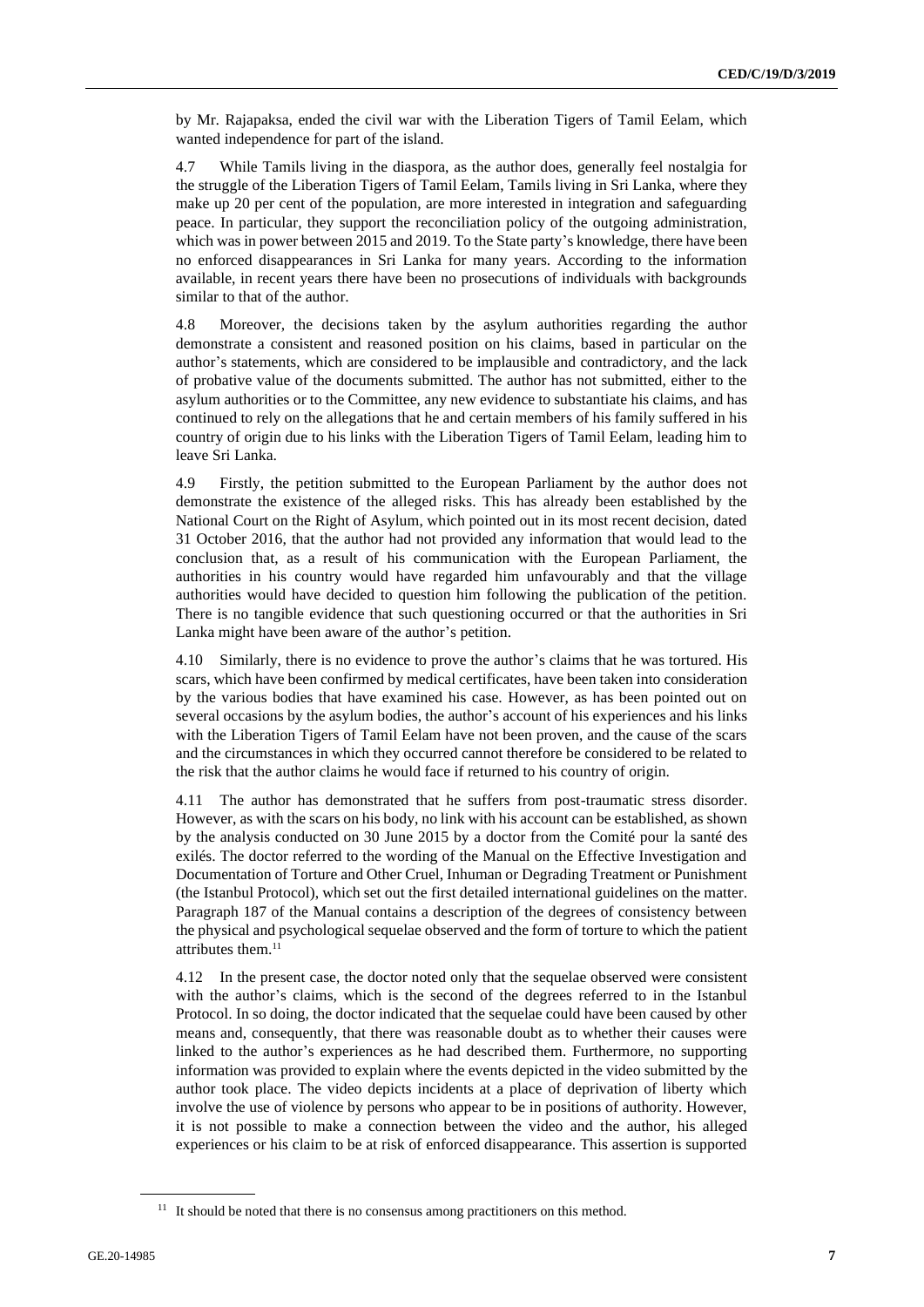by Mr. Rajapaksa, ended the civil war with the Liberation Tigers of Tamil Eelam, which wanted independence for part of the island.

4.7 While Tamils living in the diaspora, as the author does, generally feel nostalgia for the struggle of the Liberation Tigers of Tamil Eelam, Tamils living in Sri Lanka, where they make up 20 per cent of the population, are more interested in integration and safeguarding peace. In particular, they support the reconciliation policy of the outgoing administration, which was in power between 2015 and 2019. To the State party's knowledge, there have been no enforced disappearances in Sri Lanka for many years. According to the information available, in recent years there have been no prosecutions of individuals with backgrounds similar to that of the author.

4.8 Moreover, the decisions taken by the asylum authorities regarding the author demonstrate a consistent and reasoned position on his claims, based in particular on the author's statements, which are considered to be implausible and contradictory, and the lack of probative value of the documents submitted. The author has not submitted, either to the asylum authorities or to the Committee, any new evidence to substantiate his claims, and has continued to rely on the allegations that he and certain members of his family suffered in his country of origin due to his links with the Liberation Tigers of Tamil Eelam, leading him to leave Sri Lanka.

4.9 Firstly, the petition submitted to the European Parliament by the author does not demonstrate the existence of the alleged risks. This has already been established by the National Court on the Right of Asylum, which pointed out in its most recent decision, dated 31 October 2016, that the author had not provided any information that would lead to the conclusion that, as a result of his communication with the European Parliament, the authorities in his country would have regarded him unfavourably and that the village authorities would have decided to question him following the publication of the petition. There is no tangible evidence that such questioning occurred or that the authorities in Sri Lanka might have been aware of the author's petition.

4.10 Similarly, there is no evidence to prove the author's claims that he was tortured. His scars, which have been confirmed by medical certificates, have been taken into consideration by the various bodies that have examined his case. However, as has been pointed out on several occasions by the asylum bodies, the author's account of his experiences and his links with the Liberation Tigers of Tamil Eelam have not been proven, and the cause of the scars and the circumstances in which they occurred cannot therefore be considered to be related to the risk that the author claims he would face if returned to his country of origin.

4.11 The author has demonstrated that he suffers from post-traumatic stress disorder. However, as with the scars on his body, no link with his account can be established, as shown by the analysis conducted on 30 June 2015 by a doctor from the Comité pour la santé des exilés. The doctor referred to the wording of the Manual on the Effective Investigation and Documentation of Torture and Other Cruel, Inhuman or Degrading Treatment or Punishment (the Istanbul Protocol), which set out the first detailed international guidelines on the matter. Paragraph 187 of the Manual contains a description of the degrees of consistency between the physical and psychological sequelae observed and the form of torture to which the patient attributes them.[11]

4.12 In the present case, the doctor noted only that the sequelae observed were consistent with the author's claims, which is the second of the degrees referred to in the Istanbul Protocol. In so doing, the doctor indicated that the sequelae could have been caused by other means and, consequently, that there was reasonable doubt as to whether their causes were linked to the author's experiences as he had described them. Furthermore, no supporting information was provided to explain where the events depicted in the video submitted by the author took place. The video depicts incidents at a place of deprivation of liberty which involve the use of violence by persons who appear to be in positions of authority. However, it is not possible to make a connection between the video and the author, his alleged experiences or his claim to be at risk of enforced disappearance. This assertion is supported

[11] It should be noted that there is no consensus among practitioners on this method.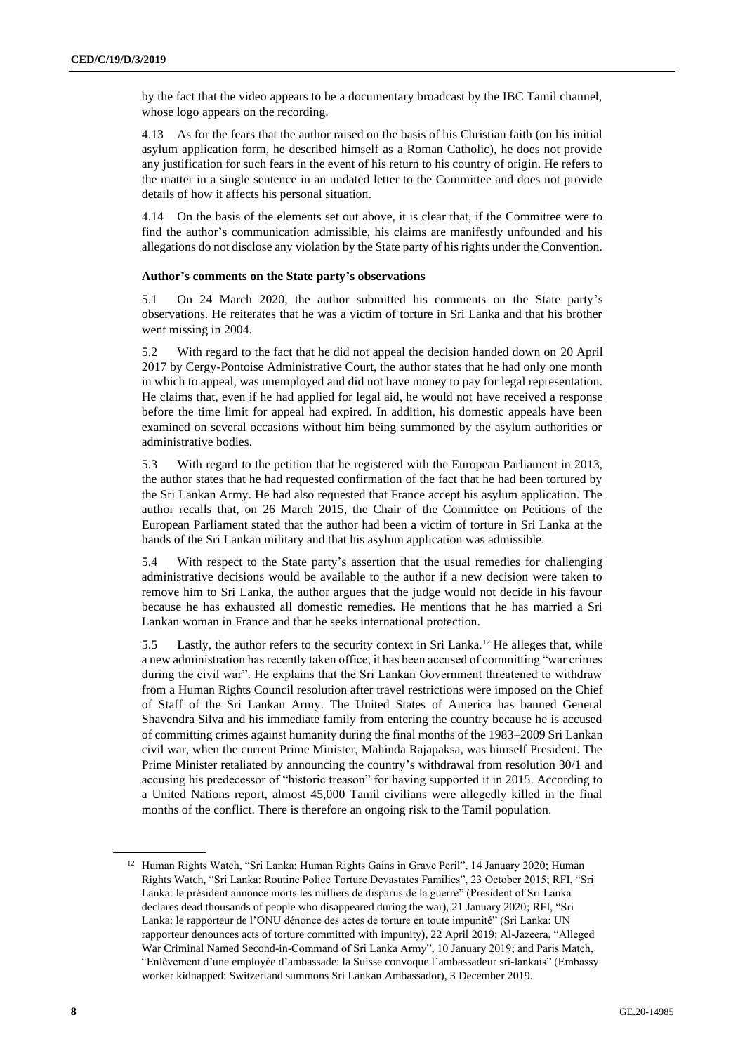by the fact that the video appears to be a documentary broadcast by the IBC Tamil channel, whose logo appears on the recording.

4.13 As for the fears that the author raised on the basis of his Christian faith (on his initial asylum application form, he described himself as a Roman Catholic), he does not provide any justification for such fears in the event of his return to his country of origin. He refers to the matter in a single sentence in an undated letter to the Committee and does not provide details of how it affects his personal situation.

4.14 On the basis of the elements set out above, it is clear that, if the Committee were to find the author's communication admissible, his claims are manifestly unfounded and his allegations do not disclose any violation by the State party of his rights under the Convention.

**Author's comments on the State party's observations**

5.1 On 24 March 2020, the author submitted his comments on the State party's observations. He reiterates that he was a victim of torture in Sri Lanka and that his brother went missing in 2004.

5.2 With regard to the fact that he did not appeal the decision handed down on 20 April 2017 by Cergy-Pontoise Administrative Court, the author states that he had only one month in which to appeal, was unemployed and did not have money to pay for legal representation. He claims that, even if he had applied for legal aid, he would not have received a response before the time limit for appeal had expired. In addition, his domestic appeals have been examined on several occasions without him being summoned by the asylum authorities or administrative bodies.

5.3 With regard to the petition that he registered with the European Parliament in 2013, the author states that he had requested confirmation of the fact that he had been tortured by the Sri Lankan Army. He had also requested that France accept his asylum application. The author recalls that, on 26 March 2015, the Chair of the Committee on Petitions of the European Parliament stated that the author had been a victim of torture in Sri Lanka at the hands of the Sri Lankan military and that his asylum application was admissible.

5.4 With respect to the State party's assertion that the usual remedies for challenging administrative decisions would be available to the author if a new decision were taken to remove him to Sri Lanka, the author argues that the judge would not decide in his favour because he has exhausted all domestic remedies. He mentions that he has married a Sri Lankan woman in France and that he seeks international protection.

5.5 Lastly, the author refers to the security context in Sri Lanka.[12] He alleges that, while a new administration has recently taken office, it has been accused of committing "war crimes during the civil war". He explains that the Sri Lankan Government threatened to withdraw from a Human Rights Council resolution after travel restrictions were imposed on the Chief of Staff of the Sri Lankan Army. The United States of America has banned General Shavendra Silva and his immediate family from entering the country because he is accused of committing crimes against humanity during the final months of the 1983–2009 Sri Lankan civil war, when the current Prime Minister, Mahinda Rajapaksa, was himself President. The Prime Minister retaliated by announcing the country's withdrawal from resolution 30/1 and accusing his predecessor of "historic treason" for having supported it in 2015. According to a United Nations report, almost 45,000 Tamil civilians were allegedly killed in the final months of the conflict. There is therefore an ongoing risk to the Tamil population.

---

[12] Human Rights Watch, "Sri Lanka: Human Rights Gains in Grave Peril", 14 January 2020; Human Rights Watch, "Sri Lanka: Routine Police Torture Devastates Families", 23 October 2015; RFI, "Sri Lanka: le président annonce morts les milliers de disparus de la guerre" (President of Sri Lanka declares dead thousands of people who disappeared during the war), 21 January 2020; RFI, "Sri Lanka: le rapporteur de l'ONU dénonce des actes de torture en toute impunité" (Sri Lanka: UN rapporteur denounces acts of torture committed with impunity), 22 April 2019; Al-Jazeera, "Alleged War Criminal Named Second-in-Command of Sri Lanka Army", 10 January 2019; and Paris Match, "Enlèvement d'une employée d'ambassade: la Suisse convoque l'ambassadeur sri-lankais" (Embassy worker kidnapped: Switzerland summons Sri Lankan Ambassador), 3 December 2019.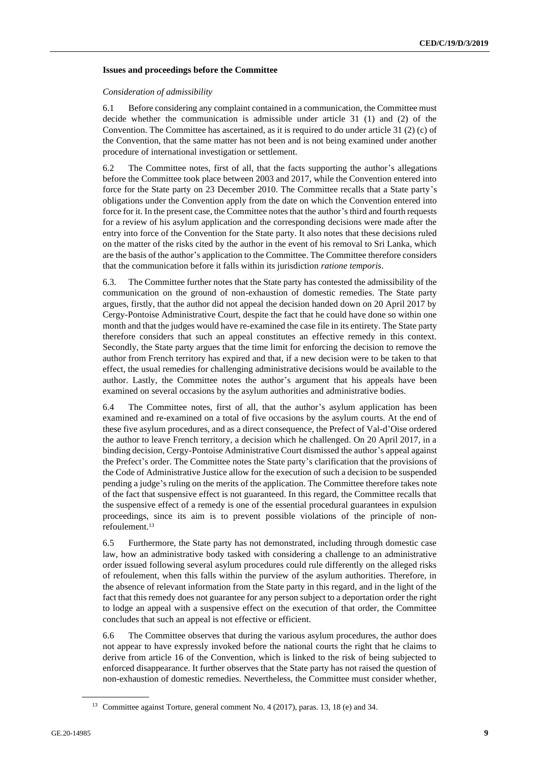### Issues and proceedings before the Committee

*Consideration of admissibility*

6.1 Before considering any complaint contained in a communication, the Committee must decide whether the communication is admissible under article 31 (1) and (2) of the Convention. The Committee has ascertained, as it is required to do under article 31 (2) (c) of the Convention, that the same matter has not been and is not being examined under another procedure of international investigation or settlement.

6.2 The Committee notes, first of all, that the facts supporting the author's allegations before the Committee took place between 2003 and 2017, while the Convention entered into force for the State party on 23 December 2010. The Committee recalls that a State party's obligations under the Convention apply from the date on which the Convention entered into force for it. In the present case, the Committee notes that the author's third and fourth requests for a review of his asylum application and the corresponding decisions were made after the entry into force of the Convention for the State party. It also notes that these decisions ruled on the matter of the risks cited by the author in the event of his removal to Sri Lanka, which are the basis of the author's application to the Committee. The Committee therefore considers that the communication before it falls within its jurisdiction *ratione temporis*.

6.3. The Committee further notes that the State party has contested the admissibility of the communication on the ground of non-exhaustion of domestic remedies. The State party argues, firstly, that the author did not appeal the decision handed down on 20 April 2017 by Cergy-Pontoise Administrative Court, despite the fact that he could have done so within one month and that the judges would have re-examined the case file in its entirety. The State party therefore considers that such an appeal constitutes an effective remedy in this context. Secondly, the State party argues that the time limit for enforcing the decision to remove the author from French territory has expired and that, if a new decision were to be taken to that effect, the usual remedies for challenging administrative decisions would be available to the author. Lastly, the Committee notes the author's argument that his appeals have been examined on several occasions by the asylum authorities and administrative bodies.

6.4 The Committee notes, first of all, that the author's asylum application has been examined and re-examined on a total of five occasions by the asylum courts. At the end of these five asylum procedures, and as a direct consequence, the Prefect of Val-d'Oise ordered the author to leave French territory, a decision which he challenged. On 20 April 2017, in a binding decision, Cergy-Pontoise Administrative Court dismissed the author's appeal against the Prefect's order. The Committee notes the State party's clarification that the provisions of the Code of Administrative Justice allow for the execution of such a decision to be suspended pending a judge's ruling on the merits of the application. The Committee therefore takes note of the fact that suspensive effect is not guaranteed. In this regard, the Committee recalls that the suspensive effect of a remedy is one of the essential procedural guarantees in expulsion proceedings, since its aim is to prevent possible violations of the principle of non-refoulement.[13]

6.5 Furthermore, the State party has not demonstrated, including through domestic case law, how an administrative body tasked with considering a challenge to an administrative order issued following several asylum procedures could rule differently on the alleged risks of refoulement, when this falls within the purview of the asylum authorities. Therefore, in the absence of relevant information from the State party in this regard, and in the light of the fact that this remedy does not guarantee for any person subject to a deportation order the right to lodge an appeal with a suspensive effect on the execution of that order, the Committee concludes that such an appeal is not effective or efficient.

6.6 The Committee observes that during the various asylum procedures, the author does not appear to have expressly invoked before the national courts the right that he claims to derive from article 16 of the Convention, which is linked to the risk of being subjected to enforced disappearance. It further observes that the State party has not raised the question of non-exhaustion of domestic remedies. Nevertheless, the Committee must consider whether,

[13] Committee against Torture, general comment No. 4 (2017), paras. 13, 18 (e) and 34.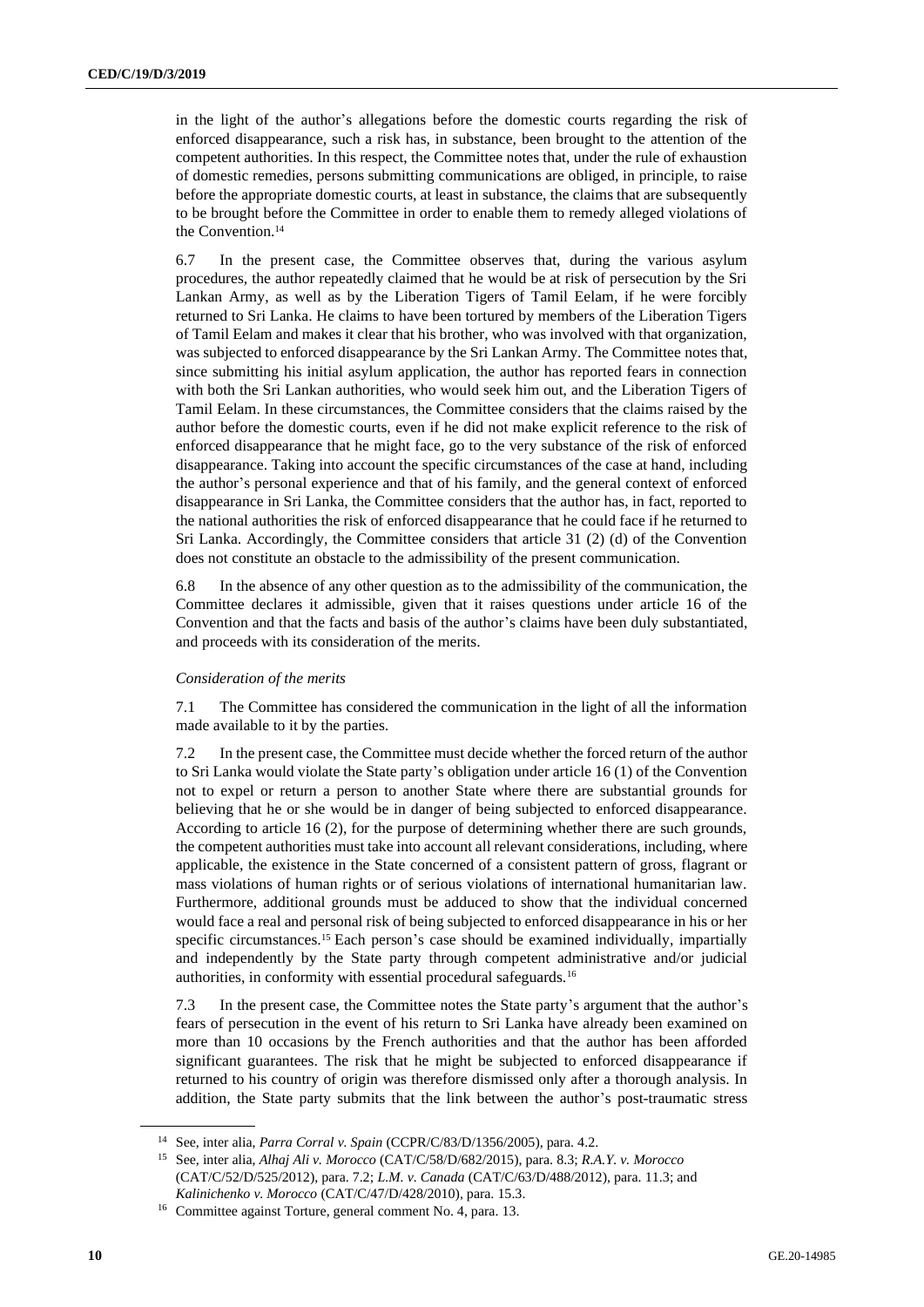in the light of the author's allegations before the domestic courts regarding the risk of enforced disappearance, such a risk has, in substance, been brought to the attention of the competent authorities. In this respect, the Committee notes that, under the rule of exhaustion of domestic remedies, persons submitting communications are obliged, in principle, to raise before the appropriate domestic courts, at least in substance, the claims that are subsequently to be brought before the Committee in order to enable them to remedy alleged violations of the Convention.[14]

6.7 In the present case, the Committee observes that, during the various asylum procedures, the author repeatedly claimed that he would be at risk of persecution by the Sri Lankan Army, as well as by the Liberation Tigers of Tamil Eelam, if he were forcibly returned to Sri Lanka. He claims to have been tortured by members of the Liberation Tigers of Tamil Eelam and makes it clear that his brother, who was involved with that organization, was subjected to enforced disappearance by the Sri Lankan Army. The Committee notes that, since submitting his initial asylum application, the author has reported fears in connection with both the Sri Lankan authorities, who would seek him out, and the Liberation Tigers of Tamil Eelam. In these circumstances, the Committee considers that the claims raised by the author before the domestic courts, even if he did not make explicit reference to the risk of enforced disappearance that he might face, go to the very substance of the risk of enforced disappearance. Taking into account the specific circumstances of the case at hand, including the author's personal experience and that of his family, and the general context of enforced disappearance in Sri Lanka, the Committee considers that the author has, in fact, reported to the national authorities the risk of enforced disappearance that he could face if he returned to Sri Lanka. Accordingly, the Committee considers that article 31 (2) (d) of the Convention does not constitute an obstacle to the admissibility of the present communication.

6.8 In the absence of any other question as to the admissibility of the communication, the Committee declares it admissible, given that it raises questions under article 16 of the Convention and that the facts and basis of the author's claims have been duly substantiated, and proceeds with its consideration of the merits.

*Consideration of the merits*

7.1 The Committee has considered the communication in the light of all the information made available to it by the parties.

7.2 In the present case, the Committee must decide whether the forced return of the author to Sri Lanka would violate the State party's obligation under article 16 (1) of the Convention not to expel or return a person to another State where there are substantial grounds for believing that he or she would be in danger of being subjected to enforced disappearance. According to article 16 (2), for the purpose of determining whether there are such grounds, the competent authorities must take into account all relevant considerations, including, where applicable, the existence in the State concerned of a consistent pattern of gross, flagrant or mass violations of human rights or of serious violations of international humanitarian law. Furthermore, additional grounds must be adduced to show that the individual concerned would face a real and personal risk of being subjected to enforced disappearance in his or her specific circumstances.[15] Each person's case should be examined individually, impartially and independently by the State party through competent administrative and/or judicial authorities, in conformity with essential procedural safeguards.[16]

7.3 In the present case, the Committee notes the State party's argument that the author's fears of persecution in the event of his return to Sri Lanka have already been examined on more than 10 occasions by the French authorities and that the author has been afforded significant guarantees. The risk that he might be subjected to enforced disappearance if returned to his country of origin was therefore dismissed only after a thorough analysis. In addition, the State party submits that the link between the author's post-traumatic stress

---

[14] See, inter alia, *Parra Corral v. Spain* (CCPR/C/83/D/1356/2005), para. 4.2.

[15] See, inter alia, *Alhaj Ali v. Morocco* (CAT/C/58/D/682/2015), para. 8.3; *R.A.Y. v. Morocco* (CAT/C/52/D/525/2012), para. 7.2; *L.M. v. Canada* (CAT/C/63/D/488/2012), para. 11.3; and *Kalinichenko v. Morocco* (CAT/C/47/D/428/2010), para. 15.3.

[16] Committee against Torture, general comment No. 4, para. 13.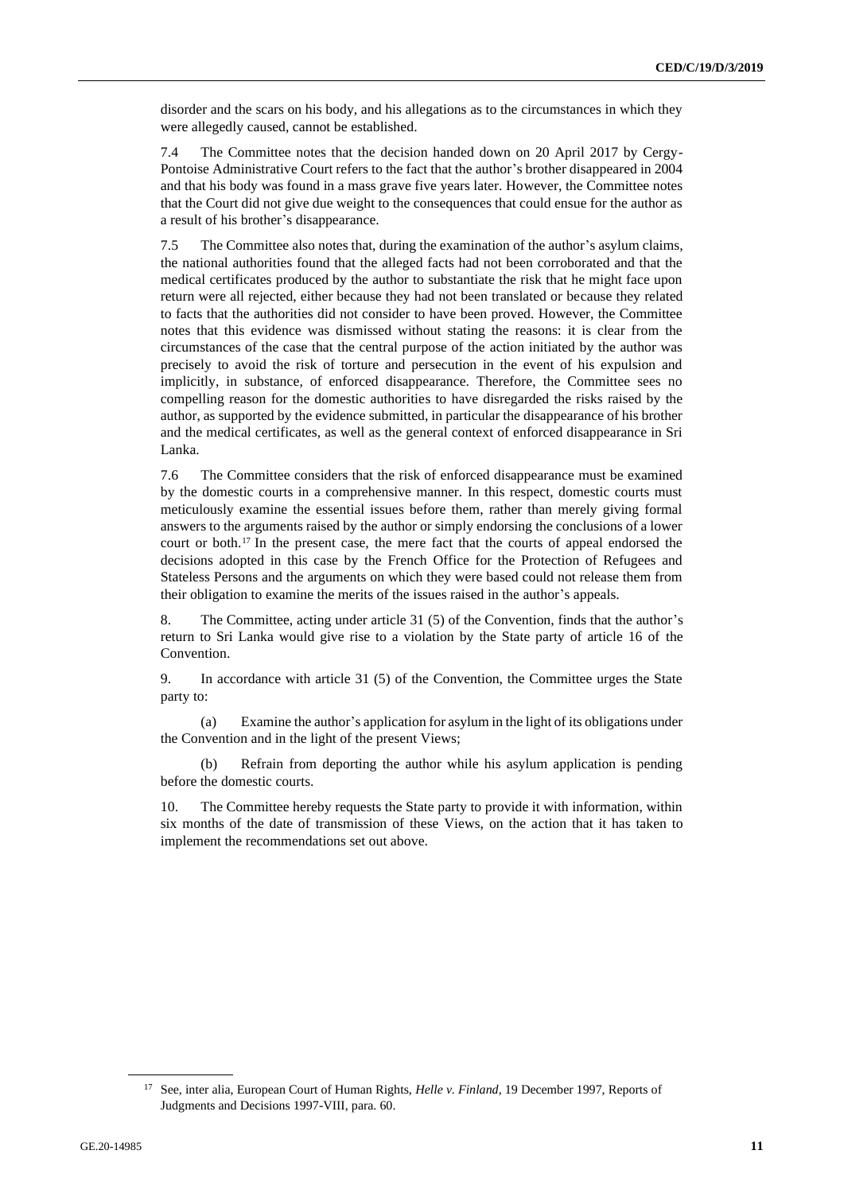disorder and the scars on his body, and his allegations as to the circumstances in which they were allegedly caused, cannot be established.

7.4 The Committee notes that the decision handed down on 20 April 2017 by Cergy-Pontoise Administrative Court refers to the fact that the author's brother disappeared in 2004 and that his body was found in a mass grave five years later. However, the Committee notes that the Court did not give due weight to the consequences that could ensue for the author as a result of his brother's disappearance.

7.5 The Committee also notes that, during the examination of the author's asylum claims, the national authorities found that the alleged facts had not been corroborated and that the medical certificates produced by the author to substantiate the risk that he might face upon return were all rejected, either because they had not been translated or because they related to facts that the authorities did not consider to have been proved. However, the Committee notes that this evidence was dismissed without stating the reasons: it is clear from the circumstances of the case that the central purpose of the action initiated by the author was precisely to avoid the risk of torture and persecution in the event of his expulsion and implicitly, in substance, of enforced disappearance. Therefore, the Committee sees no compelling reason for the domestic authorities to have disregarded the risks raised by the author, as supported by the evidence submitted, in particular the disappearance of his brother and the medical certificates, as well as the general context of enforced disappearance in Sri Lanka.

7.6 The Committee considers that the risk of enforced disappearance must be examined by the domestic courts in a comprehensive manner. In this respect, domestic courts must meticulously examine the essential issues before them, rather than merely giving formal answers to the arguments raised by the author or simply endorsing the conclusions of a lower court or both.[17] In the present case, the mere fact that the courts of appeal endorsed the decisions adopted in this case by the French Office for the Protection of Refugees and Stateless Persons and the arguments on which they were based could not release them from their obligation to examine the merits of the issues raised in the author's appeals.

8. The Committee, acting under article 31 (5) of the Convention, finds that the author's return to Sri Lanka would give rise to a violation by the State party of article 16 of the Convention.

9. In accordance with article 31 (5) of the Convention, the Committee urges the State party to:

(a) Examine the author's application for asylum in the light of its obligations under the Convention and in the light of the present Views;

(b) Refrain from deporting the author while his asylum application is pending before the domestic courts.

10. The Committee hereby requests the State party to provide it with information, within six months of the date of transmission of these Views, on the action that it has taken to implement the recommendations set out above.

---

[17] See, inter alia, European Court of Human Rights, *Helle v. Finland*, 19 December 1997, Reports of Judgments and Decisions 1997-VIII, para. 60.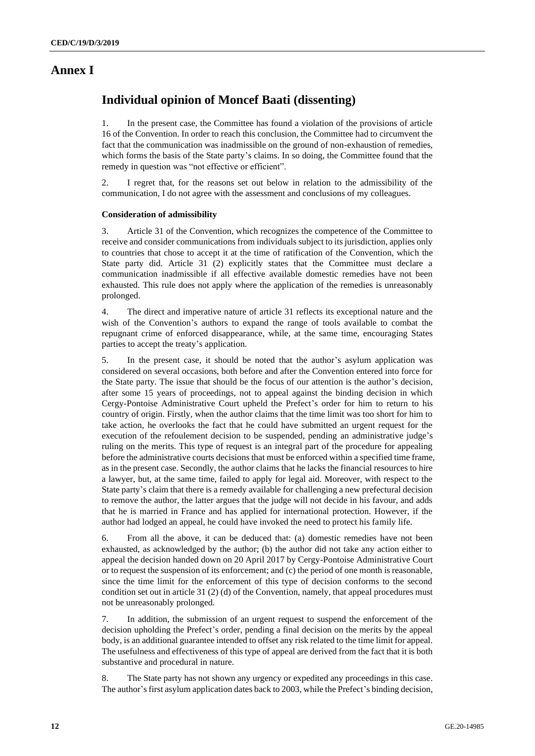# Annex I

## Individual opinion of Moncef Baati (dissenting)

1. In the present case, the Committee has found a violation of the provisions of article 16 of the Convention. In order to reach this conclusion, the Committee had to circumvent the fact that the communication was inadmissible on the ground of non-exhaustion of remedies, which forms the basis of the State party's claims. In so doing, the Committee found that the remedy in question was "not effective or efficient".

2. I regret that, for the reasons set out below in relation to the admissibility of the communication, I do not agree with the assessment and conclusions of my colleagues.

### Consideration of admissibility

3. Article 31 of the Convention, which recognizes the competence of the Committee to receive and consider communications from individuals subject to its jurisdiction, applies only to countries that chose to accept it at the time of ratification of the Convention, which the State party did. Article 31 (2) explicitly states that the Committee must declare a communication inadmissible if all effective available domestic remedies have not been exhausted. This rule does not apply where the application of the remedies is unreasonably prolonged.

4. The direct and imperative nature of article 31 reflects its exceptional nature and the wish of the Convention's authors to expand the range of tools available to combat the repugnant crime of enforced disappearance, while, at the same time, encouraging States parties to accept the treaty's application.

5. In the present case, it should be noted that the author's asylum application was considered on several occasions, both before and after the Convention entered into force for the State party. The issue that should be the focus of our attention is the author's decision, after some 15 years of proceedings, not to appeal against the binding decision in which Cergy-Pontoise Administrative Court upheld the Prefect's order for him to return to his country of origin. Firstly, when the author claims that the time limit was too short for him to take action, he overlooks the fact that he could have submitted an urgent request for the execution of the refoulement decision to be suspended, pending an administrative judge's ruling on the merits. This type of request is an integral part of the procedure for appealing before the administrative courts decisions that must be enforced within a specified time frame, as in the present case. Secondly, the author claims that he lacks the financial resources to hire a lawyer, but, at the same time, failed to apply for legal aid. Moreover, with respect to the State party's claim that there is a remedy available for challenging a new prefectural decision to remove the author, the latter argues that the judge will not decide in his favour, and adds that he is married in France and has applied for international protection. However, if the author had lodged an appeal, he could have invoked the need to protect his family life.

6. From all the above, it can be deduced that: (a) domestic remedies have not been exhausted, as acknowledged by the author; (b) the author did not take any action either to appeal the decision handed down on 20 April 2017 by Cergy-Pontoise Administrative Court or to request the suspension of its enforcement; and (c) the period of one month is reasonable, since the time limit for the enforcement of this type of decision conforms to the second condition set out in article 31 (2) (d) of the Convention, namely, that appeal procedures must not be unreasonably prolonged.

7. In addition, the submission of an urgent request to suspend the enforcement of the decision upholding the Prefect's order, pending a final decision on the merits by the appeal body, is an additional guarantee intended to offset any risk related to the time limit for appeal. The usefulness and effectiveness of this type of appeal are derived from the fact that it is both substantive and procedural in nature.

8. The State party has not shown any urgency or expedited any proceedings in this case. The author's first asylum application dates back to 2003, while the Prefect's binding decision,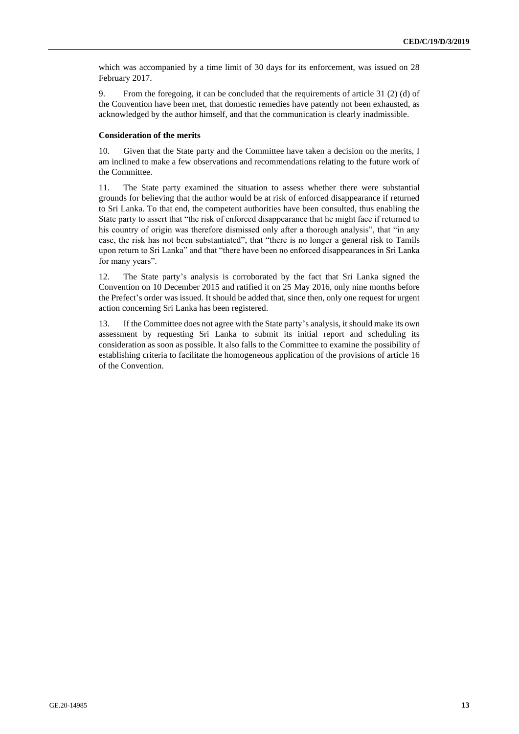which was accompanied by a time limit of 30 days for its enforcement, was issued on 28 February 2017.

9. From the foregoing, it can be concluded that the requirements of article 31 (2) (d) of the Convention have been met, that domestic remedies have patently not been exhausted, as acknowledged by the author himself, and that the communication is clearly inadmissible.

### Consideration of the merits

10. Given that the State party and the Committee have taken a decision on the merits, I am inclined to make a few observations and recommendations relating to the future work of the Committee.

11. The State party examined the situation to assess whether there were substantial grounds for believing that the author would be at risk of enforced disappearance if returned to Sri Lanka. To that end, the competent authorities have been consulted, thus enabling the State party to assert that "the risk of enforced disappearance that he might face if returned to his country of origin was therefore dismissed only after a thorough analysis", that "in any case, the risk has not been substantiated", that "there is no longer a general risk to Tamils upon return to Sri Lanka" and that "there have been no enforced disappearances in Sri Lanka for many years".

12. The State party's analysis is corroborated by the fact that Sri Lanka signed the Convention on 10 December 2015 and ratified it on 25 May 2016, only nine months before the Prefect's order was issued. It should be added that, since then, only one request for urgent action concerning Sri Lanka has been registered.

13. If the Committee does not agree with the State party's analysis, it should make its own assessment by requesting Sri Lanka to submit its initial report and scheduling its consideration as soon as possible. It also falls to the Committee to examine the possibility of establishing criteria to facilitate the homogeneous application of the provisions of article 16 of the Convention.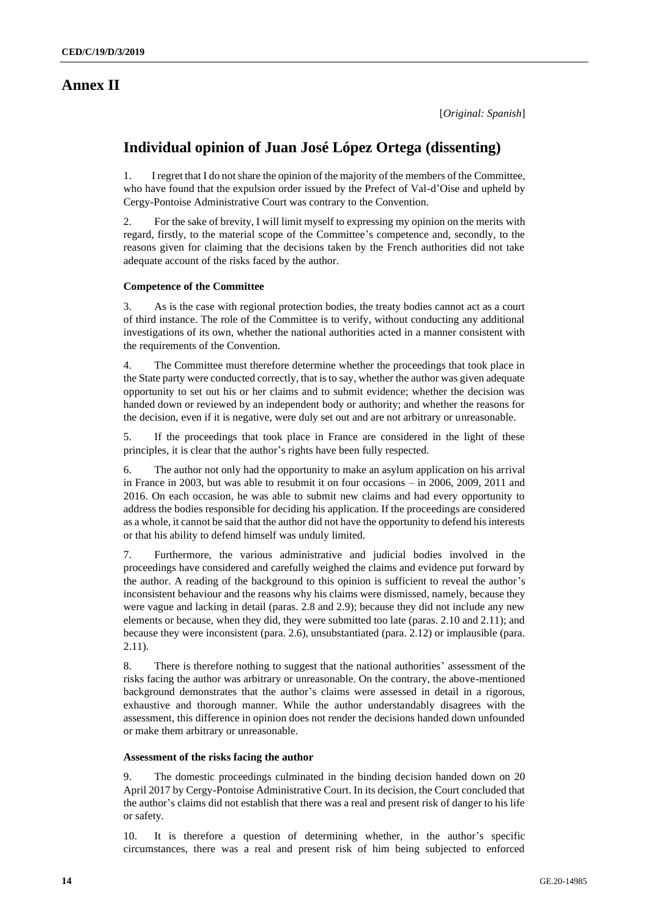# Annex II

[*Original: Spanish*]

## Individual opinion of Juan José López Ortega (dissenting)

1. I regret that I do not share the opinion of the majority of the members of the Committee, who have found that the expulsion order issued by the Prefect of Val-d'Oise and upheld by Cergy-Pontoise Administrative Court was contrary to the Convention.

2. For the sake of brevity, I will limit myself to expressing my opinion on the merits with regard, firstly, to the material scope of the Committee's competence and, secondly, to the reasons given for claiming that the decisions taken by the French authorities did not take adequate account of the risks faced by the author.

### Competence of the Committee

3. As is the case with regional protection bodies, the treaty bodies cannot act as a court of third instance. The role of the Committee is to verify, without conducting any additional investigations of its own, whether the national authorities acted in a manner consistent with the requirements of the Convention.

4. The Committee must therefore determine whether the proceedings that took place in the State party were conducted correctly, that is to say, whether the author was given adequate opportunity to set out his or her claims and to submit evidence; whether the decision was handed down or reviewed by an independent body or authority; and whether the reasons for the decision, even if it is negative, were duly set out and are not arbitrary or unreasonable.

5. If the proceedings that took place in France are considered in the light of these principles, it is clear that the author's rights have been fully respected.

6. The author not only had the opportunity to make an asylum application on his arrival in France in 2003, but was able to resubmit it on four occasions – in 2006, 2009, 2011 and 2016. On each occasion, he was able to submit new claims and had every opportunity to address the bodies responsible for deciding his application. If the proceedings are considered as a whole, it cannot be said that the author did not have the opportunity to defend his interests or that his ability to defend himself was unduly limited.

7. Furthermore, the various administrative and judicial bodies involved in the proceedings have considered and carefully weighed the claims and evidence put forward by the author. A reading of the background to this opinion is sufficient to reveal the author's inconsistent behaviour and the reasons why his claims were dismissed, namely, because they were vague and lacking in detail (paras. 2.8 and 2.9); because they did not include any new elements or because, when they did, they were submitted too late (paras. 2.10 and 2.11); and because they were inconsistent (para. 2.6), unsubstantiated (para. 2.12) or implausible (para. 2.11).

8. There is therefore nothing to suggest that the national authorities' assessment of the risks facing the author was arbitrary or unreasonable. On the contrary, the above-mentioned background demonstrates that the author's claims were assessed in detail in a rigorous, exhaustive and thorough manner. While the author understandably disagrees with the assessment, this difference in opinion does not render the decisions handed down unfounded or make them arbitrary or unreasonable.

### Assessment of the risks facing the author

9. The domestic proceedings culminated in the binding decision handed down on 20 April 2017 by Cergy-Pontoise Administrative Court. In its decision, the Court concluded that the author's claims did not establish that there was a real and present risk of danger to his life or safety.

10. It is therefore a question of determining whether, in the author's specific circumstances, there was a real and present risk of him being subjected to enforced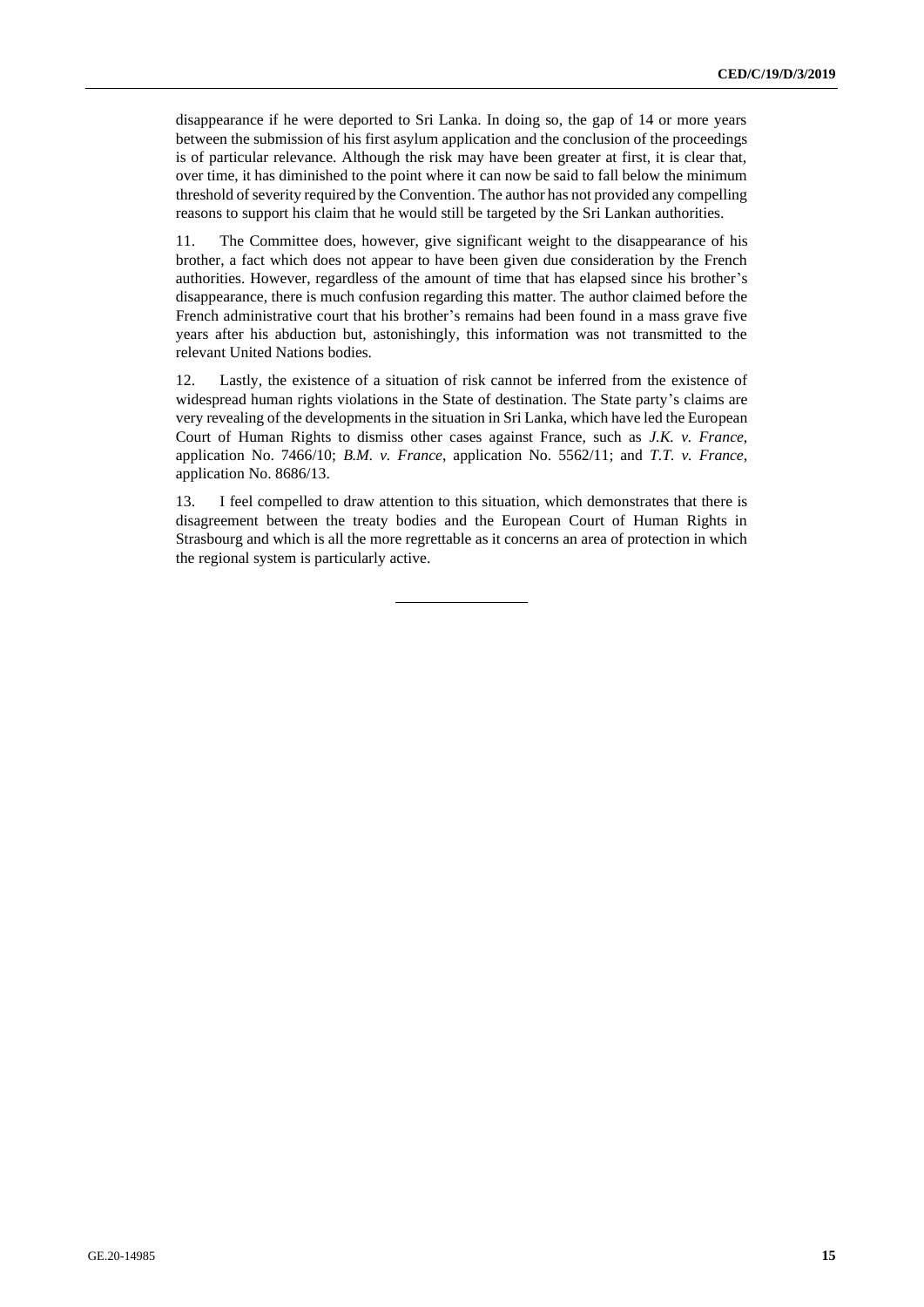disappearance if he were deported to Sri Lanka. In doing so, the gap of 14 or more years between the submission of his first asylum application and the conclusion of the proceedings is of particular relevance. Although the risk may have been greater at first, it is clear that, over time, it has diminished to the point where it can now be said to fall below the minimum threshold of severity required by the Convention. The author has not provided any compelling reasons to support his claim that he would still be targeted by the Sri Lankan authorities.

11. The Committee does, however, give significant weight to the disappearance of his brother, a fact which does not appear to have been given due consideration by the French authorities. However, regardless of the amount of time that has elapsed since his brother's disappearance, there is much confusion regarding this matter. The author claimed before the French administrative court that his brother's remains had been found in a mass grave five years after his abduction but, astonishingly, this information was not transmitted to the relevant United Nations bodies.

12. Lastly, the existence of a situation of risk cannot be inferred from the existence of widespread human rights violations in the State of destination. The State party's claims are very revealing of the developments in the situation in Sri Lanka, which have led the European Court of Human Rights to dismiss other cases against France, such as *J.K. v. France*, application No. 7466/10; *B.M. v. France*, application No. 5562/11; and *T.T. v. France*, application No. 8686/13.

13. I feel compelled to draw attention to this situation, which demonstrates that there is disagreement between the treaty bodies and the European Court of Human Rights in Strasbourg and which is all the more regrettable as it concerns an area of protection in which the regional system is particularly active.